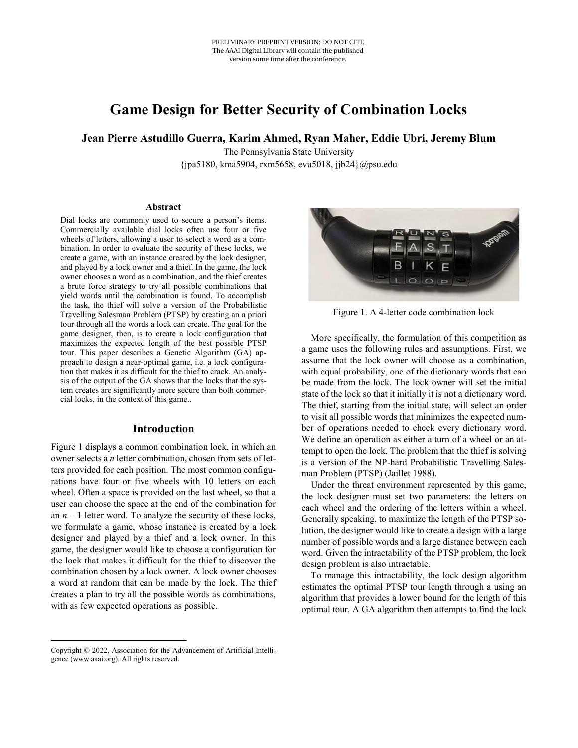PRELIMINARY PREPRINT VERSION: DO NOT CITE
The AAAI Digital Library will contain the published version some time after the conference.

# Game Design for Better Security of Combination Locks

**Jean Pierre Astudillo Guerra, Karim Ahmed, Ryan Maher, Eddie Ubri, Jeremy Blum**

The Pennsylvania State University
{jpa5180, kma5904, rxm5658, evu5018, jjb24}@psu.edu

## Abstract

Dial locks are commonly used to secure a person's items. Commercially available dial locks often use four or five wheels of letters, allowing a user to select a word as a combination. In order to evaluate the security of these locks, we create a game, with an instance created by the lock designer, and played by a lock owner and a thief. In the game, the lock owner chooses a word as a combination, and the thief creates a brute force strategy to try all possible combinations that yield words until the combination is found. To accomplish the task, the thief will solve a version of the Probabilistic Travelling Salesman Problem (PTSP) by creating an a priori tour through all the words a lock can create. The goal for the game designer, then, is to create a lock configuration that maximizes the expected length of the best possible PTSP tour. This paper describes a Genetic Algorithm (GA) approach to design a near-optimal game, i.e. a lock configuration that makes it as difficult for the thief to crack. An analysis of the output of the GA shows that the locks that the system creates are significantly more secure than both commercial locks, in the context of this game..

## Introduction

Figure 1 displays a common combination lock, in which an owner selects a *n* letter combination, chosen from sets of letters provided for each position. The most common configurations have four or five wheels with 10 letters on each wheel. Often a space is provided on the last wheel, so that a user can choose the space at the end of the combination for an *n* – 1 letter word. To analyze the security of these locks, we formulate a game, whose instance is created by a lock designer and played by a thief and a lock owner. In this game, the designer would like to choose a configuration for the lock that makes it difficult for the thief to discover the combination chosen by a lock owner. A lock owner chooses a word at random that can be made by the lock. The thief creates a plan to try all the possible words as combinations, with as few expected operations as possible.

Figure 1. A 4-letter code combination lock

More specifically, the formulation of this competition as a game uses the following rules and assumptions. First, we assume that the lock owner will choose as a combination, with equal probability, one of the dictionary words that can be made from the lock. The lock owner will set the initial state of the lock so that it initially it is not a dictionary word. The thief, starting from the initial state, will select an order to visit all possible words that minimizes the expected number of operations needed to check every dictionary word. We define an operation as either a turn of a wheel or an attempt to open the lock. The problem that the thief is solving is a version of the NP-hard Probabilistic Travelling Salesman Problem (PTSP) (Jaillet 1988).

Under the threat environment represented by this game, the lock designer must set two parameters: the letters on each wheel and the ordering of the letters within a wheel. Generally speaking, to maximize the length of the PTSP solution, the designer would like to create a design with a large number of possible words and a large distance between each word. Given the intractability of the PTSP problem, the lock design problem is also intractable.

To manage this intractability, the lock design algorithm estimates the optimal PTSP tour length through a using an algorithm that provides a lower bound for the length of this optimal tour. A GA algorithm then attempts to find the lock

Copyright © 2022, Association for the Advancement of Artificial Intelligence (www.aaai.org). All rights reserved.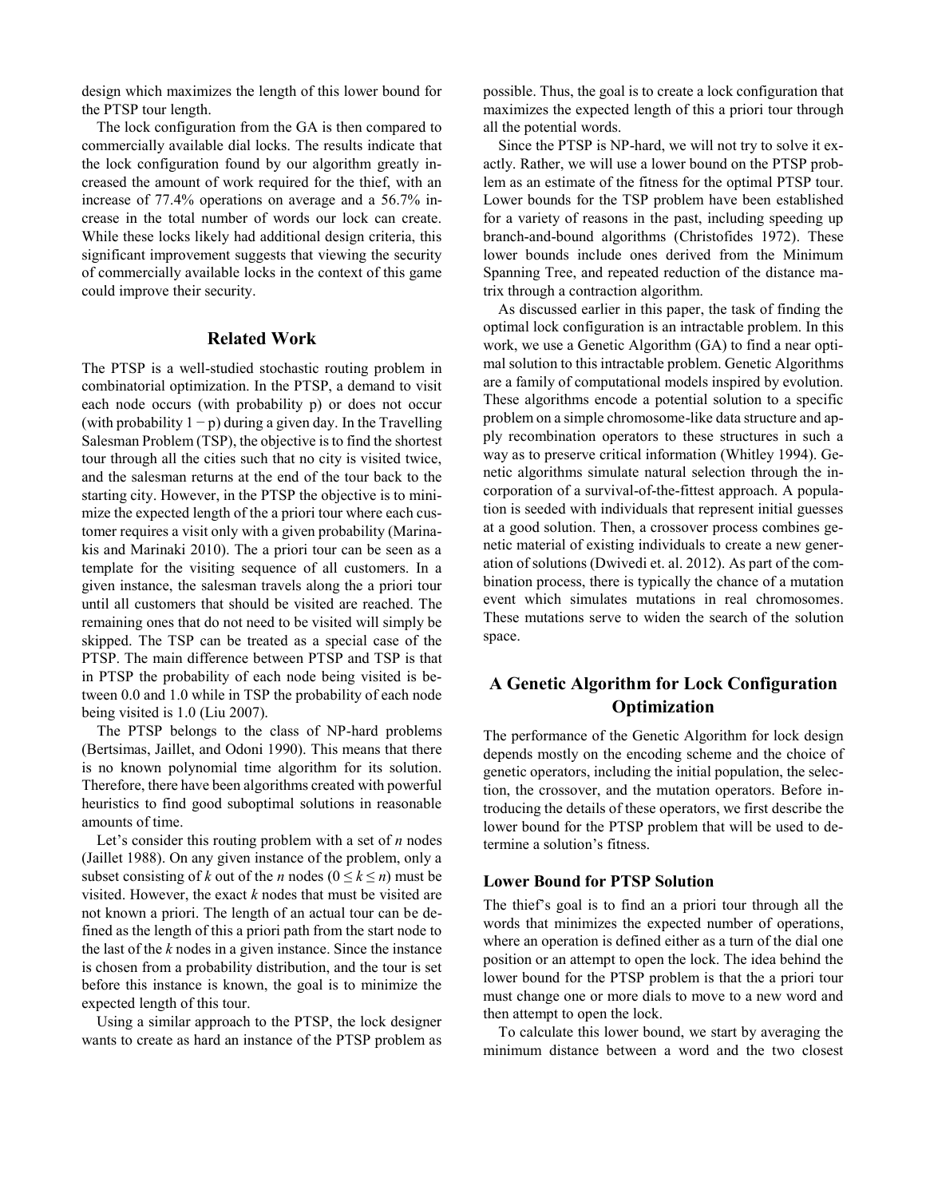design which maximizes the length of this lower bound for the PTSP tour length.

The lock configuration from the GA is then compared to commercially available dial locks. The results indicate that the lock configuration found by our algorithm greatly increased the amount of work required for the thief, with an increase of 77.4% operations on average and a 56.7% increase in the total number of words our lock can create. While these locks likely had additional design criteria, this significant improvement suggests that viewing the security of commercially available locks in the context of this game could improve their security.

## Related Work

The PTSP is a well-studied stochastic routing problem in combinatorial optimization. In the PTSP, a demand to visit each node occurs (with probability p) or does not occur (with probability 1 − p) during a given day. In the Travelling Salesman Problem (TSP), the objective is to find the shortest tour through all the cities such that no city is visited twice, and the salesman returns at the end of the tour back to the starting city. However, in the PTSP the objective is to minimize the expected length of the a priori tour where each customer requires a visit only with a given probability (Marinakis and Marinaki 2010). The a priori tour can be seen as a template for the visiting sequence of all customers. In a given instance, the salesman travels along the a priori tour until all customers that should be visited are reached. The remaining ones that do not need to be visited will simply be skipped. The TSP can be treated as a special case of the PTSP. The main difference between PTSP and TSP is that in PTSP the probability of each node being visited is between 0.0 and 1.0 while in TSP the probability of each node being visited is 1.0 (Liu 2007).

The PTSP belongs to the class of NP-hard problems (Bertsimas, Jaillet, and Odoni 1990). This means that there is no known polynomial time algorithm for its solution. Therefore, there have been algorithms created with powerful heuristics to find good suboptimal solutions in reasonable amounts of time.

Let's consider this routing problem with a set of $n$ nodes (Jaillet 1988). On any given instance of the problem, only a subset consisting of $k$ out of the $n$ nodes ($0 \leq k \leq n$) must be visited. However, the exact $k$ nodes that must be visited are not known a priori. The length of an actual tour can be defined as the length of this a priori path from the start node to the last of the $k$ nodes in a given instance. Since the instance is chosen from a probability distribution, and the tour is set before this instance is known, the goal is to minimize the expected length of this tour.

Using a similar approach to the PTSP, the lock designer wants to create as hard an instance of the PTSP problem as possible. Thus, the goal is to create a lock configuration that maximizes the expected length of this a priori tour through all the potential words.

Since the PTSP is NP-hard, we will not try to solve it exactly. Rather, we will use a lower bound on the PTSP problem as an estimate of the fitness for the optimal PTSP tour. Lower bounds for the TSP problem have been established for a variety of reasons in the past, including speeding up branch-and-bound algorithms (Christofides 1972). These lower bounds include ones derived from the Minimum Spanning Tree, and repeated reduction of the distance matrix through a contraction algorithm.

As discussed earlier in this paper, the task of finding the optimal lock configuration is an intractable problem. In this work, we use a Genetic Algorithm (GA) to find a near optimal solution to this intractable problem. Genetic Algorithms are a family of computational models inspired by evolution. These algorithms encode a potential solution to a specific problem on a simple chromosome-like data structure and apply recombination operators to these structures in such a way as to preserve critical information (Whitley 1994). Genetic algorithms simulate natural selection through the incorporation of a survival-of-the-fittest approach. A population is seeded with individuals that represent initial guesses at a good solution. Then, a crossover process combines genetic material of existing individuals to create a new generation of solutions (Dwivedi et. al. 2012). As part of the combination process, there is typically the chance of a mutation event which simulates mutations in real chromosomes. These mutations serve to widen the search of the solution space.

## A Genetic Algorithm for Lock Configuration Optimization

The performance of the Genetic Algorithm for lock design depends mostly on the encoding scheme and the choice of genetic operators, including the initial population, the selection, the crossover, and the mutation operators. Before introducing the details of these operators, we first describe the lower bound for the PTSP problem that will be used to determine a solution's fitness.

### Lower Bound for PTSP Solution

The thief's goal is to find an a priori tour through all the words that minimizes the expected number of operations, where an operation is defined either as a turn of the dial one position or an attempt to open the lock. The idea behind the lower bound for the PTSP problem is that the a priori tour must change one or more dials to move to a new word and then attempt to open the lock.

To calculate this lower bound, we start by averaging the minimum distance between a word and the two closest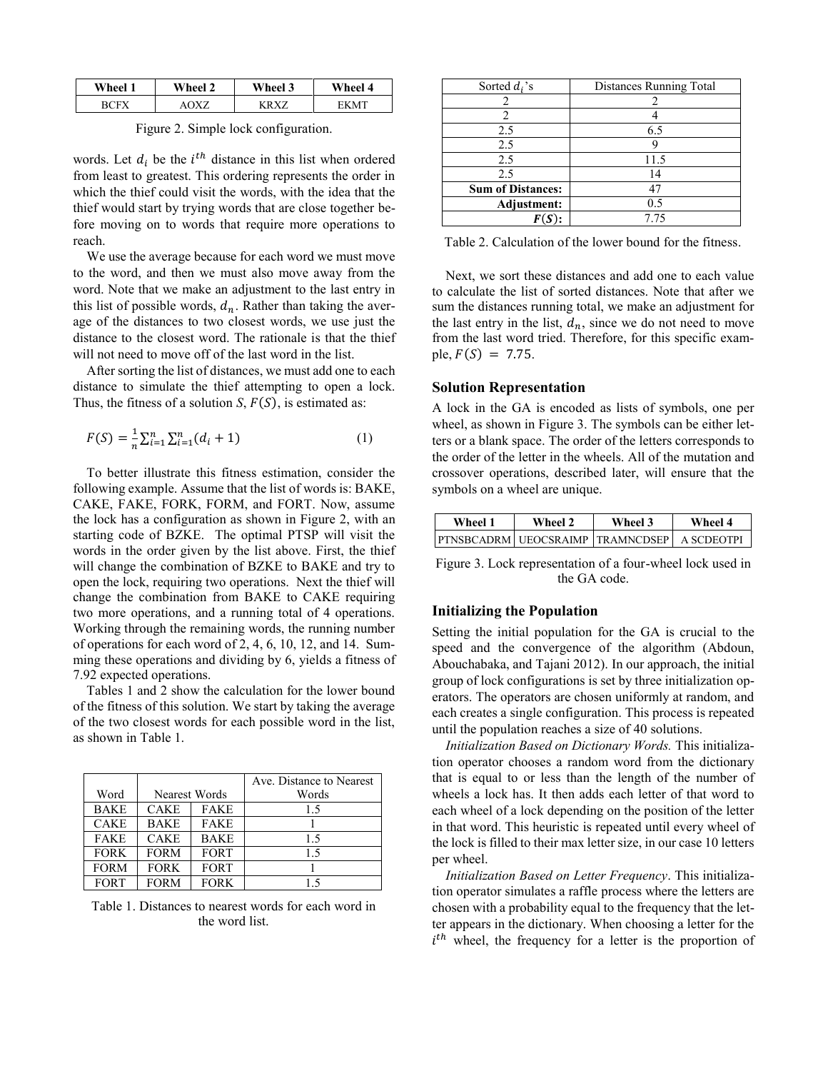| Wheel 1 | Wheel 2 | Wheel 3 | Wheel 4 |
|---|---|---|---|
| BCFX | AOXZ | KRXZ | EKMT |

Figure 2. Simple lock configuration.

words. Let $d_i$ be the $i^{th}$ distance in this list when ordered from least to greatest. This ordering represents the order in which the thief could visit the words, with the idea that the thief would start by trying words that are close together before moving on to words that require more operations to reach.

We use the average because for each word we must move to the word, and then we must also move away from the word. Note that we make an adjustment to the last entry in this list of possible words, $d_n$. Rather than taking the average of the distances to two closest words, we use just the distance to the closest word. The rationale is that the thief will not need to move off of the last word in the list.

After sorting the list of distances, we must add one to each distance to simulate the thief attempting to open a lock. Thus, the fitness of a solution $S$, $F(S)$, is estimated as:

$$F(S) = \frac{1}{n}\sum_{i=1}^{n}\sum_{i=1}^{n}(d_i + 1) \quad (1)$$

To better illustrate this fitness estimation, consider the following example. Assume that the list of words is: BAKE, CAKE, FAKE, FORK, FORM, and FORT. Now, assume the lock has a configuration as shown in Figure 2, with an starting code of BZKE. The optimal PTSP will visit the words in the order given by the list above. First, the thief will change the combination of BZKE to BAKE and try to open the lock, requiring two operations. Next the thief will change the combination from BAKE to CAKE requiring two more operations, and a running total of 4 operations. Working through the remaining words, the running number of operations for each word of 2, 4, 6, 10, 12, and 14. Summing these operations and dividing by 6, yields a fitness of 7.92 expected operations.

Tables 1 and 2 show the calculation for the lower bound of the fitness of this solution. We start by taking the average of the two closest words for each possible word in the list, as shown in Table 1.

| Word | Nearest Words | | Ave. Distance to Nearest Words |
|---|---|---|---|
| BAKE | CAKE | FAKE | 1.5 |
| CAKE | BAKE | FAKE | 1 |
| FAKE | CAKE | BAKE | 1.5 |
| FORK | FORM | FORT | 1.5 |
| FORM | FORK | FORT | 1 |
| FORT | FORM | FORK | 1.5 |

Table 1. Distances to nearest words for each word in the word list.

| Sorted $d_i$'s | Distances Running Total |
|---|---|
| 2 | 2 |
| 2 | 4 |
| 2.5 | 6.5 |
| 2.5 | 9 |
| 2.5 | 11.5 |
| 2.5 | 14 |
| **Sum of Distances:** | 47 |
| **Adjustment:** | 0.5 |
| **$F(S)$:** | 7.75 |

Table 2. Calculation of the lower bound for the fitness.

Next, we sort these distances and add one to each value to calculate the list of sorted distances. Note that after we sum the distances running total, we make an adjustment for the last entry in the list, $d_n$, since we do not need to move from the last word tried. Therefore, for this specific example, $F(S) = 7.75$.

## Solution Representation

A lock in the GA is encoded as lists of symbols, one per wheel, as shown in Figure 3. The symbols can be either letters or a blank space. The order of the letters corresponds to the order of the letter in the wheels. All of the mutation and crossover operations, described later, will ensure that the symbols on a wheel are unique.

| Wheel 1 | Wheel 2 | Wheel 3 | Wheel 4 |
|---|---|---|---|
| PTNSBCADRM | UEOCSRAIMP | TRAMNCDSEP | A SCDEOTPI |

Figure 3. Lock representation of a four-wheel lock used in the GA code.

## Initializing the Population

Setting the initial population for the GA is crucial to the speed and the convergence of the algorithm (Abdoun, Abouchabaka, and Tajani 2012). In our approach, the initial group of lock configurations is set by three initialization operators. The operators are chosen uniformly at random, and each creates a single configuration. This process is repeated until the population reaches a size of 40 solutions.

*Initialization Based on Dictionary Words.* This initialization operator chooses a random word from the dictionary that is equal to or less than the length of the number of wheels a lock has. It then adds each letter of that word to each wheel of a lock depending on the position of the letter in that word. This heuristic is repeated until every wheel of the lock is filled to their max letter size, in our case 10 letters per wheel.

*Initialization Based on Letter Frequency*. This initialization operator simulates a raffle process where the letters are chosen with a probability equal to the frequency that the letter appears in the dictionary. When choosing a letter for the $i^{th}$ wheel, the frequency for a letter is the proportion of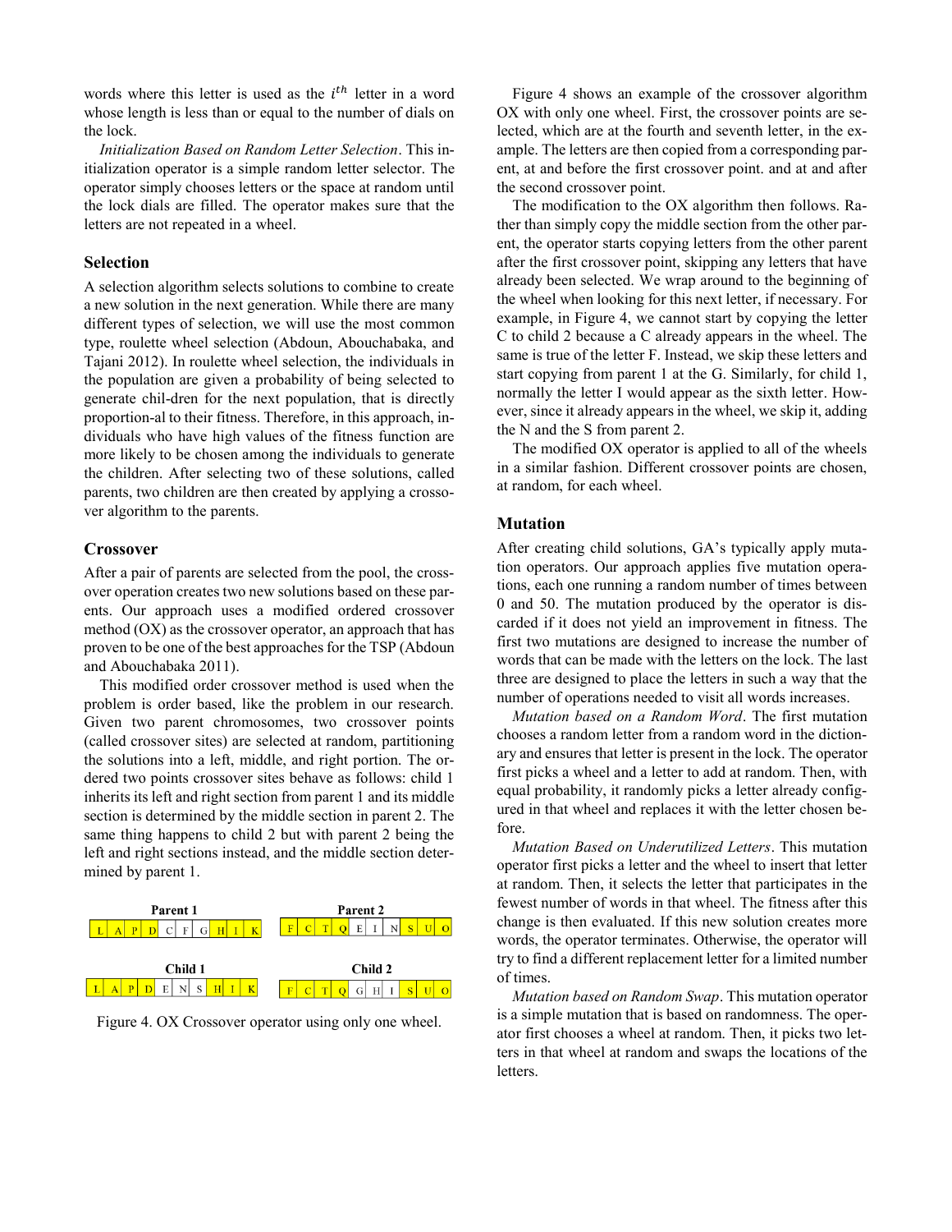words where this letter is used as the $i^{th}$ letter in a word whose length is less than or equal to the number of dials on the lock.

*Initialization Based on Random Letter Selection*. This initialization operator is a simple random letter selector. The operator simply chooses letters or the space at random until the lock dials are filled. The operator makes sure that the letters are not repeated in a wheel.

### Selection

A selection algorithm selects solutions to combine to create a new solution in the next generation. While there are many different types of selection, we will use the most common type, roulette wheel selection (Abdoun, Abouchabaka, and Tajani 2012). In roulette wheel selection, the individuals in the population are given a probability of being selected to generate chil-dren for the next population, that is directly proportion-al to their fitness. Therefore, in this approach, individuals who have high values of the fitness function are more likely to be chosen among the individuals to generate the children. After selecting two of these solutions, called parents, two children are then created by applying a crossover algorithm to the parents.

### Crossover

After a pair of parents are selected from the pool, the crossover operation creates two new solutions based on these parents. Our approach uses a modified ordered crossover method (OX) as the crossover operator, an approach that has proven to be one of the best approaches for the TSP (Abdoun and Abouchabaka 2011).

This modified order crossover method is used when the problem is order based, like the problem in our research. Given two parent chromosomes, two crossover points (called crossover sites) are selected at random, partitioning the solutions into a left, middle, and right portion. The ordered two points crossover sites behave as follows: child 1 inherits its left and right section from parent 1 and its middle section is determined by the middle section in parent 2. The same thing happens to child 2 but with parent 2 being the left and right sections instead, and the middle section determined by parent 1.

**Parent 1**

| L | A | P | D | C | F | G | H | I | K |
|---|---|---|---|---|---|---|---|---|---|

**Parent 2**

| F | C | T | Q | E | I | N | S | U | O |
|---|---|---|---|---|---|---|---|---|---|

**Child 1**

| L | A | P | D | E | N | S | H | I | K |
|---|---|---|---|---|---|---|---|---|---|

**Child 2**

| F | C | T | Q | G | H | I | S | U | O |
|---|---|---|---|---|---|---|---|---|---|

Figure 4. OX Crossover operator using only one wheel.

Figure 4 shows an example of the crossover algorithm OX with only one wheel. First, the crossover points are selected, which are at the fourth and seventh letter, in the example. The letters are then copied from a corresponding parent, at and before the first crossover point. and at and after the second crossover point.

The modification to the OX algorithm then follows. Rather than simply copy the middle section from the other parent, the operator starts copying letters from the other parent after the first crossover point, skipping any letters that have already been selected. We wrap around to the beginning of the wheel when looking for this next letter, if necessary. For example, in Figure 4, we cannot start by copying the letter C to child 2 because a C already appears in the wheel. The same is true of the letter F. Instead, we skip these letters and start copying from parent 1 at the G. Similarly, for child 1, normally the letter I would appear as the sixth letter. However, since it already appears in the wheel, we skip it, adding the N and the S from parent 2.

The modified OX operator is applied to all of the wheels in a similar fashion. Different crossover points are chosen, at random, for each wheel.

### Mutation

After creating child solutions, GA's typically apply mutation operators. Our approach applies five mutation operations, each one running a random number of times between 0 and 50. The mutation produced by the operator is discarded if it does not yield an improvement in fitness. The first two mutations are designed to increase the number of words that can be made with the letters on the lock. The last three are designed to place the letters in such a way that the number of operations needed to visit all words increases.

*Mutation based on a Random Word*. The first mutation chooses a random letter from a random word in the dictionary and ensures that letter is present in the lock. The operator first picks a wheel and a letter to add at random. Then, with equal probability, it randomly picks a letter already configured in that wheel and replaces it with the letter chosen before.

*Mutation Based on Underutilized Letters*. This mutation operator first picks a letter and the wheel to insert that letter at random. Then, it selects the letter that participates in the fewest number of words in that wheel. The fitness after this change is then evaluated. If this new solution creates more words, the operator terminates. Otherwise, the operator will try to find a different replacement letter for a limited number of times.

*Mutation based on Random Swap*. This mutation operator is a simple mutation that is based on randomness. The operator first chooses a wheel at random. Then, it picks two letters in that wheel at random and swaps the locations of the letters.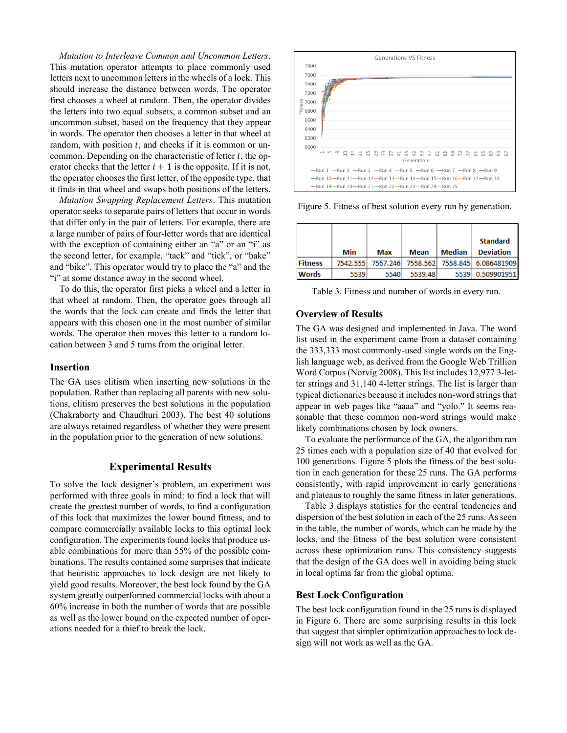*Mutation to Interleave Common and Uncommon Letters*. This mutation operator attempts to place commonly used letters next to uncommon letters in the wheels of a lock. This should increase the distance between words. The operator first chooses a wheel at random. Then, the operator divides the letters into two equal subsets, a common subset and an uncommon subset, based on the frequency that they appear in words. The operator then chooses a letter in that wheel at random, with position $i$, and checks if it is common or uncommon. Depending on the characteristic of letter $i$, the operator checks that the letter $i + 1$ is the opposite. If it is not, the operator chooses the first letter, of the opposite type, that it finds in that wheel and swaps both positions of the letters.

*Mutation Swapping Replacement Letters*. This mutation operator seeks to separate pairs of letters that occur in words that differ only in the pair of letters. For example, there are a large number of pairs of four-letter words that are identical with the exception of containing either an "a" or an "i" as the second letter, for example, "tack" and "tick", or "bake" and "bike". This operator would try to place the "a" and the "i" at some distance away in the second wheel.

To do this, the operator first picks a wheel and a letter in that wheel at random. Then, the operator goes through all the words that the lock can create and finds the letter that appears with this chosen one in the most number of similar words. The operator then moves this letter to a random location between 3 and 5 turns from the original letter.

### Insertion

The GA uses elitism when inserting new solutions in the population. Rather than replacing all parents with new solutions, elitism preserves the best solutions in the population (Chakraborty and Chaudhuri 2003). The best 40 solutions are always retained regardless of whether they were present in the population prior to the generation of new solutions.

## Experimental Results

To solve the lock designer's problem, an experiment was performed with three goals in mind: to find a lock that will create the greatest number of words, to find a configuration of this lock that maximizes the lower bound fitness, and to compare commercially available locks to this optimal lock configuration. The experiments found locks that produce usable combinations for more than 55% of the possible combinations. The results contained some surprises that indicate that heuristic approaches to lock design are not likely to yield good results. Moreover, the best lock found by the GA system greatly outperformed commercial locks with about a 60% increase in both the number of words that are possible as well as the lower bound on the expected number of operations needed for a thief to break the lock.

Figure 5. Fitness of best solution every run by generation.

| | Min | Max | Mean | Median | Standard Deviation |
|---|---|---|---|---|---|
| Fitness | 7542.555 | 7567.246 | 7558.562 | 7558.845 | 6.086481909 |
| Words | 5539 | 5540 | 5539.48 | 5539 | 0.509901951 |

Table 3. Fitness and number of words in every run.

### Overview of Results

The GA was designed and implemented in Java. The word list used in the experiment came from a dataset containing the 333,333 most commonly-used single words on the English language web, as derived from the Google Web Trillion Word Corpus (Norvig 2008). This list includes 12,977 3-letter strings and 31,140 4-letter strings. The list is larger than typical dictionaries because it includes non-word strings that appear in web pages like "aaaa" and "yolo." It seems reasonable that these common non-word strings would make likely combinations chosen by lock owners.

To evaluate the performance of the GA, the algorithm ran 25 times each with a population size of 40 that evolved for 100 generations. Figure 5 plots the fitness of the best solution in each generation for these 25 runs. The GA performs consistently, with rapid improvement in early generations and plateaus to roughly the same fitness in later generations.

Table 3 displays statistics for the central tendencies and dispersion of the best solution in each of the 25 runs. As seen in the table, the number of words, which can be made by the locks, and the fitness of the best solution were consistent across these optimization runs. This consistency suggests that the design of the GA does well in avoiding being stuck in local optima far from the global optima.

### Best Lock Configuration

The best lock configuration found in the 25 runs is displayed in Figure 6. There are some surprising results in this lock that suggest that simpler optimization approaches to lock design will not work as well as the GA.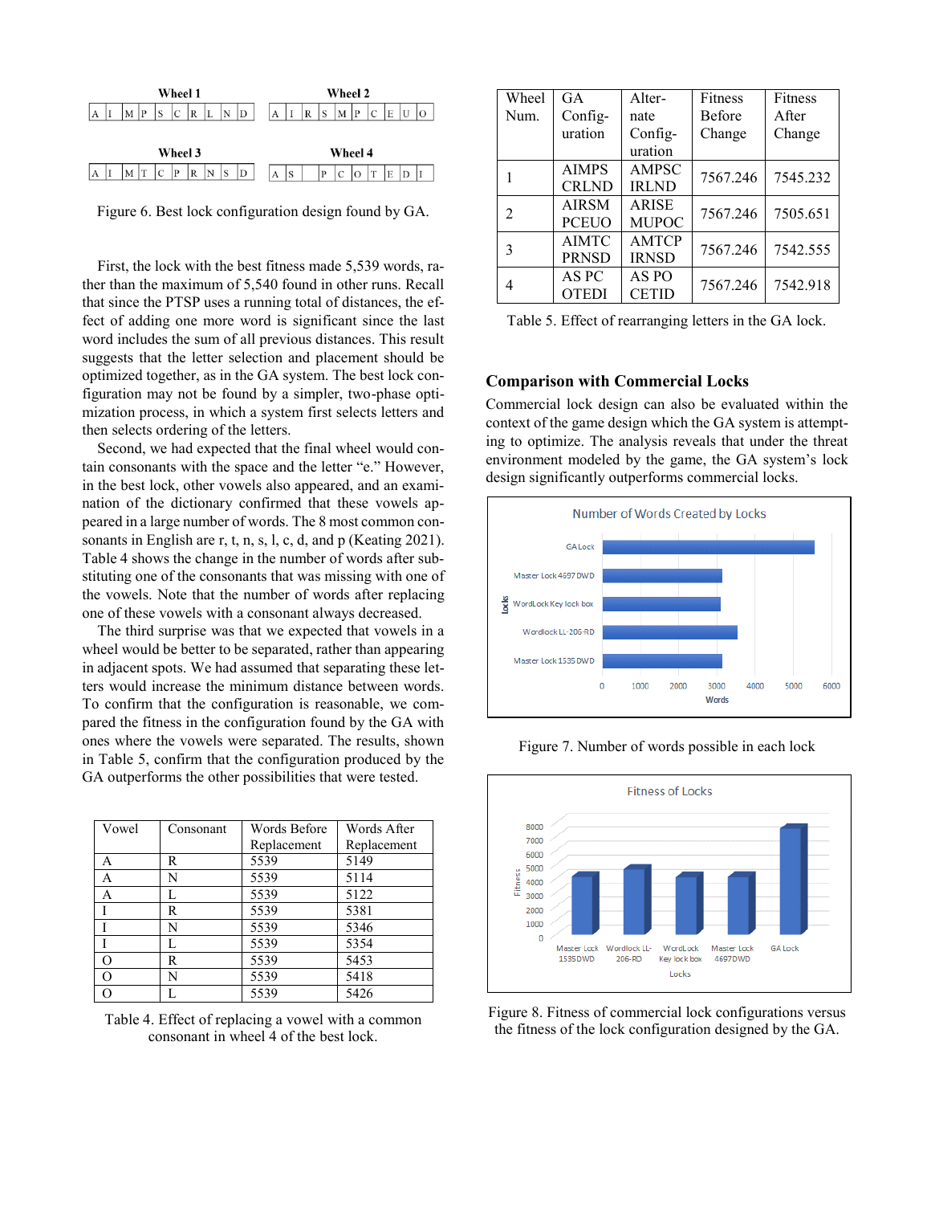**Wheel 1**

| A | I | M | P | S | C | R | L | N | D |
|---|---|---|---|---|---|---|---|---|---|

**Wheel 2**

| A | I | R | S | M | P | C | E | U | O |
|---|---|---|---|---|---|---|---|---|---|

**Wheel 3**

| A | I | M | T | C | P | R | N | S | D |
|---|---|---|---|---|---|---|---|---|---|

**Wheel 4**

| A | S | | P | C | O | T | E | D | I |
|---|---|---|---|---|---|---|---|---|---|

Figure 6. Best lock configuration design found by GA.

First, the lock with the best fitness made 5,539 words, rather than the maximum of 5,540 found in other runs. Recall that since the PTSP uses a running total of distances, the effect of adding one more word is significant since the last word includes the sum of all previous distances. This result suggests that the letter selection and placement should be optimized together, as in the GA system. The best lock configuration may not be found by a simpler, two-phase optimization process, in which a system first selects letters and then selects ordering of the letters.

Second, we had expected that the final wheel would contain consonants with the space and the letter "e." However, in the best lock, other vowels also appeared, and an examination of the dictionary confirmed that these vowels appeared in a large number of words. The 8 most common consonants in English are r, t, n, s, l, c, d, and p (Keating 2021). Table 4 shows the change in the number of words after substituting one of the consonants that was missing with one of the vowels. Note that the number of words after replacing one of these vowels with a consonant always decreased.

The third surprise was that we expected that vowels in a wheel would be better to be separated, rather than appearing in adjacent spots. We had assumed that separating these letters would increase the minimum distance between words. To confirm that the configuration is reasonable, we compared the fitness in the configuration found by the GA with ones where the vowels were separated. The results, shown in Table 5, confirm that the configuration produced by the GA outperforms the other possibilities that were tested.

| Vowel | Consonant | Words Before Replacement | Words After Replacement |
|---|---|---|---|
| A | R | 5539 | 5149 |
| A | N | 5539 | 5114 |
| A | L | 5539 | 5122 |
| I | R | 5539 | 5381 |
| I | N | 5539 | 5346 |
| I | L | 5539 | 5354 |
| O | R | 5539 | 5453 |
| O | N | 5539 | 5418 |
| O | L | 5539 | 5426 |

Table 4. Effect of replacing a vowel with a common consonant in wheel 4 of the best lock.

| Wheel Num. | GA Configuration | Alternate Configuration | Fitness Before Change | Fitness After Change |
|---|---|---|---|---|
| 1 | AIMPS CRLND | AMPSC IRLND | 7567.246 | 7545.232 |
| 2 | AIRSM PCEUO | ARISE MUPOC | 7567.246 | 7505.651 |
| 3 | AIMTC PRNSD | AMTCP IRNSD | 7567.246 | 7542.555 |
| 4 | AS PC OTEDI | AS PO CETID | 7567.246 | 7542.918 |

Table 5. Effect of rearranging letters in the GA lock.

## Comparison with Commercial Locks

Commercial lock design can also be evaluated within the context of the game design which the GA system is attempting to optimize. The analysis reveals that under the threat environment modeled by the game, the GA system's lock design significantly outperforms commercial locks.

Figure 7. Number of words possible in each lock

Figure 8. Fitness of commercial lock configurations versus the fitness of the lock configuration designed by the GA.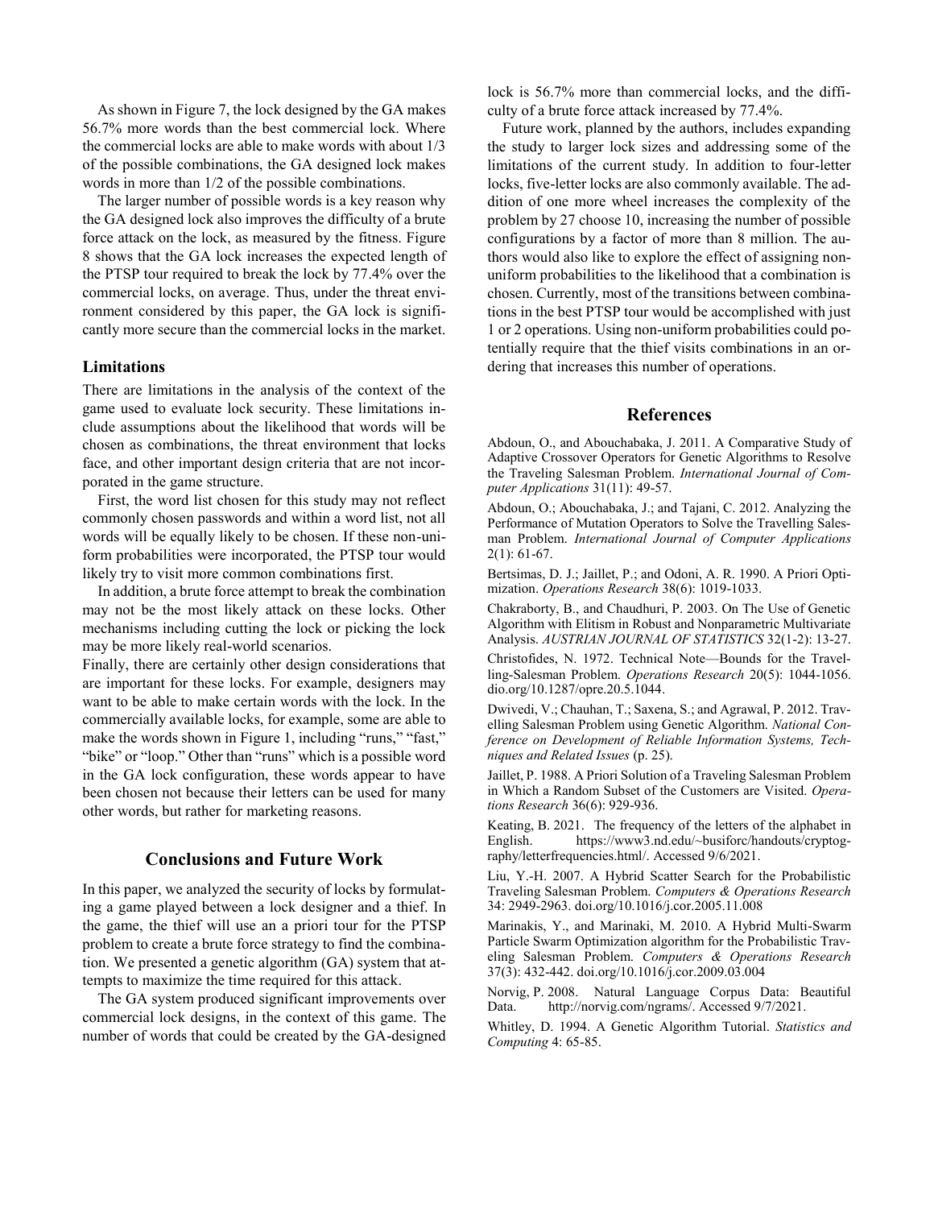As shown in Figure 7, the lock designed by the GA makes 56.7% more words than the best commercial lock. Where the commercial locks are able to make words with about 1/3 of the possible combinations, the GA designed lock makes words in more than 1/2 of the possible combinations.

The larger number of possible words is a key reason why the GA designed lock also improves the difficulty of a brute force attack on the lock, as measured by the fitness. Figure 8 shows that the GA lock increases the expected length of the PTSP tour required to break the lock by 77.4% over the commercial locks, on average. Thus, under the threat environment considered by this paper, the GA lock is significantly more secure than the commercial locks in the market.

### Limitations

There are limitations in the analysis of the context of the game used to evaluate lock security. These limitations include assumptions about the likelihood that words will be chosen as combinations, the threat environment that locks face, and other important design criteria that are not incorporated in the game structure.

First, the word list chosen for this study may not reflect commonly chosen passwords and within a word list, not all words will be equally likely to be chosen. If these non-uniform probabilities were incorporated, the PTSP tour would likely try to visit more common combinations first.

In addition, a brute force attempt to break the combination may not be the most likely attack on these locks. Other mechanisms including cutting the lock or picking the lock may be more likely real-world scenarios.

Finally, there are certainly other design considerations that are important for these locks. For example, designers may want to be able to make certain words with the lock. In the commercially available locks, for example, some are able to make the words shown in Figure 1, including "runs," "fast," "bike" or "loop." Other than "runs" which is a possible word in the GA lock configuration, these words appear to have been chosen not because their letters can be used for many other words, but rather for marketing reasons.

## Conclusions and Future Work

In this paper, we analyzed the security of locks by formulating a game played between a lock designer and a thief. In the game, the thief will use an a priori tour for the PTSP problem to create a brute force strategy to find the combination. We presented a genetic algorithm (GA) system that attempts to maximize the time required for this attack.

The GA system produced significant improvements over commercial lock designs, in the context of this game. The number of words that could be created by the GA-designed lock is 56.7% more than commercial locks, and the difficulty of a brute force attack increased by 77.4%.

Future work, planned by the authors, includes expanding the study to larger lock sizes and addressing some of the limitations of the current study. In addition to four-letter locks, five-letter locks are also commonly available. The addition of one more wheel increases the complexity of the problem by 27 choose 10, increasing the number of possible configurations by a factor of more than 8 million. The authors would also like to explore the effect of assigning non-uniform probabilities to the likelihood that a combination is chosen. Currently, most of the transitions between combinations in the best PTSP tour would be accomplished with just 1 or 2 operations. Using non-uniform probabilities could potentially require that the thief visits combinations in an ordering that increases this number of operations.

## References

Abdoun, O., and Abouchabaka, J. 2011. A Comparative Study of Adaptive Crossover Operators for Genetic Algorithms to Resolve the Traveling Salesman Problem. *International Journal of Computer Applications* 31(11): 49-57.

Abdoun, O.; Abouchabaka, J.; and Tajani, C. 2012. Analyzing the Performance of Mutation Operators to Solve the Travelling Salesman Problem. *International Journal of Computer Applications* 2(1): 61-67.

Bertsimas, D. J.; Jaillet, P.; and Odoni, A. R. 1990. A Priori Optimization. *Operations Research* 38(6): 1019-1033.

Chakraborty, B., and Chaudhuri, P. 2003. On The Use of Genetic Algorithm with Elitism in Robust and Nonparametric Multivariate Analysis. *AUSTRIAN JOURNAL OF STATISTICS* 32(1-2): 13-27.

Christofides, N. 1972. Technical Note—Bounds for the Travelling-Salesman Problem. *Operations Research* 20(5): 1044-1056. dio.org/10.1287/opre.20.5.1044.

Dwivedi, V.; Chauhan, T.; Saxena, S.; and Agrawal, P. 2012. Travelling Salesman Problem using Genetic Algorithm. *National Conference on Development of Reliable Information Systems, Techniques and Related Issues* (p. 25).

Jaillet, P. 1988. A Priori Solution of a Traveling Salesman Problem in Which a Random Subset of the Customers are Visited. *Operations Research* 36(6): 929-936.

Keating, B. 2021. The frequency of the letters of the alphabet in English. https://www3.nd.edu/~busiforc/handouts/cryptography/letterfrequencies.html/. Accessed 9/6/2021.

Liu, Y.-H. 2007. A Hybrid Scatter Search for the Probabilistic Traveling Salesman Problem. *Computers & Operations Research* 34: 2949-2963. doi.org/10.1016/j.cor.2005.11.008

Marinakis, Y., and Marinaki, M. 2010. A Hybrid Multi-Swarm Particle Swarm Optimization algorithm for the Probabilistic Traveling Salesman Problem. *Computers & Operations Research* 37(3): 432-442. doi.org/10.1016/j.cor.2009.03.004

Norvig, P. 2008. Natural Language Corpus Data: Beautiful Data. http://norvig.com/ngrams/. Accessed 9/7/2021.

Whitley, D. 1994. A Genetic Algorithm Tutorial. *Statistics and Computing* 4: 65-85.